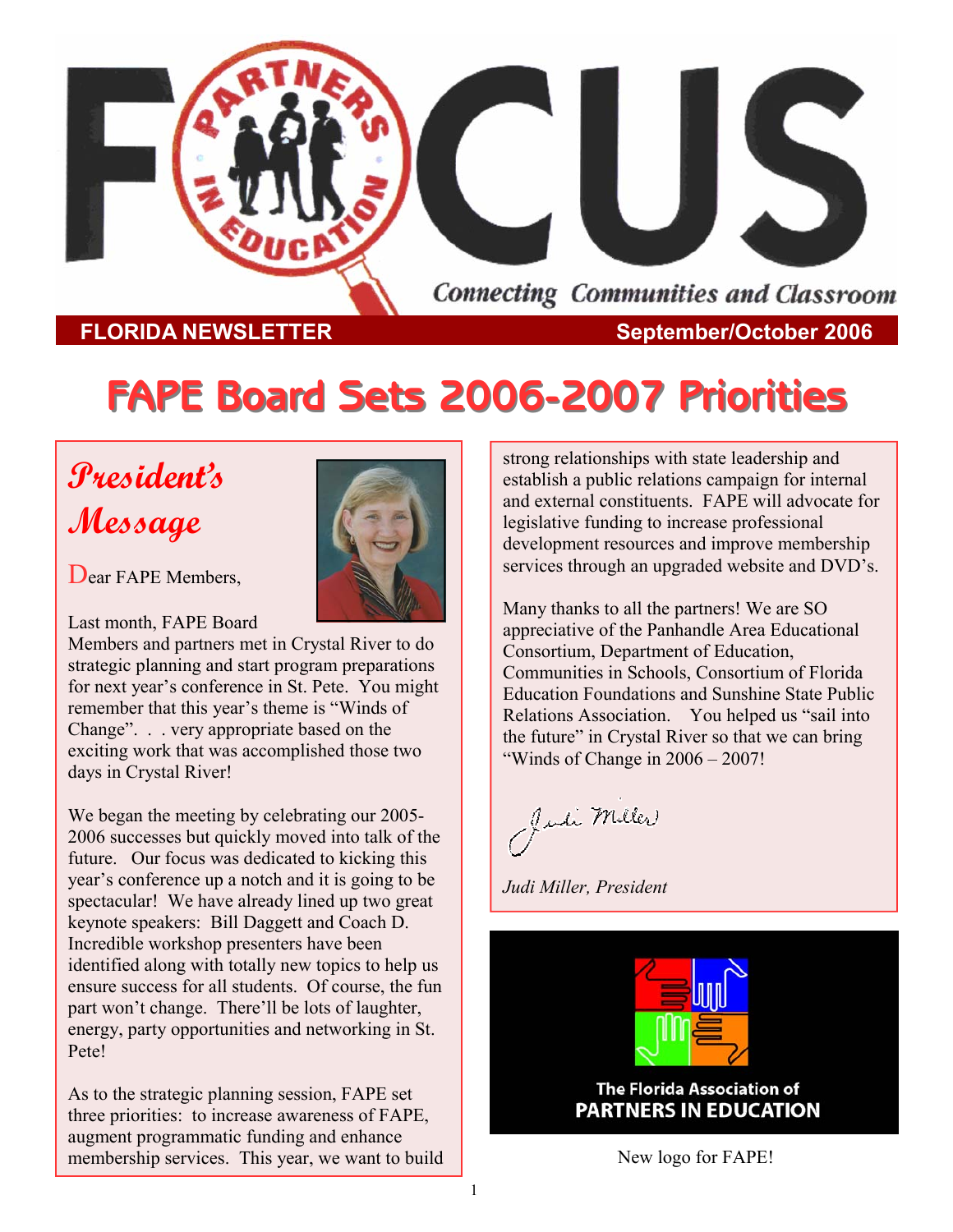# FOCUS

Connecting Communities and Classroom

**FLORIDA NEWSLETTER** **September/October 2006**

# FAPE Board Sets 2006-2007 Priorities

## *President's Message*

Dear FAPE Members,

Last month, FAPE Board Members and partners met in Crystal River to do strategic planning and start program preparations for next year's conference in St. Pete. You might remember that this year's theme is "Winds of Change". . . very appropriate based on the exciting work that was accomplished those two days in Crystal River!

We began the meeting by celebrating our 2005-2006 successes but quickly moved into talk of the future. Our focus was dedicated to kicking this year's conference up a notch and it is going to be spectacular! We have already lined up two great keynote speakers: Bill Daggett and Coach D. Incredible workshop presenters have been identified along with totally new topics to help us ensure success for all students. Of course, the fun part won't change. There'll be lots of laughter, energy, party opportunities and networking in St. Pete!

As to the strategic planning session, FAPE set three priorities: to increase awareness of FAPE, augment programmatic funding and enhance membership services. This year, we want to build strong relationships with state leadership and establish a public relations campaign for internal and external constituents. FAPE will advocate for legislative funding to increase professional development resources and improve membership services through an upgraded website and DVD's.

Many thanks to all the partners! We are SO appreciative of the Panhandle Area Educational Consortium, Department of Education, Communities in Schools, Consortium of Florida Education Foundations and Sunshine State Public Relations Association. You helped us "sail into the future" in Crystal River so that we can bring "Winds of Change in 2006 – 2007!

*Judi Miller, President*

The Florida Association of
PARTNERS IN EDUCATION

New logo for FAPE!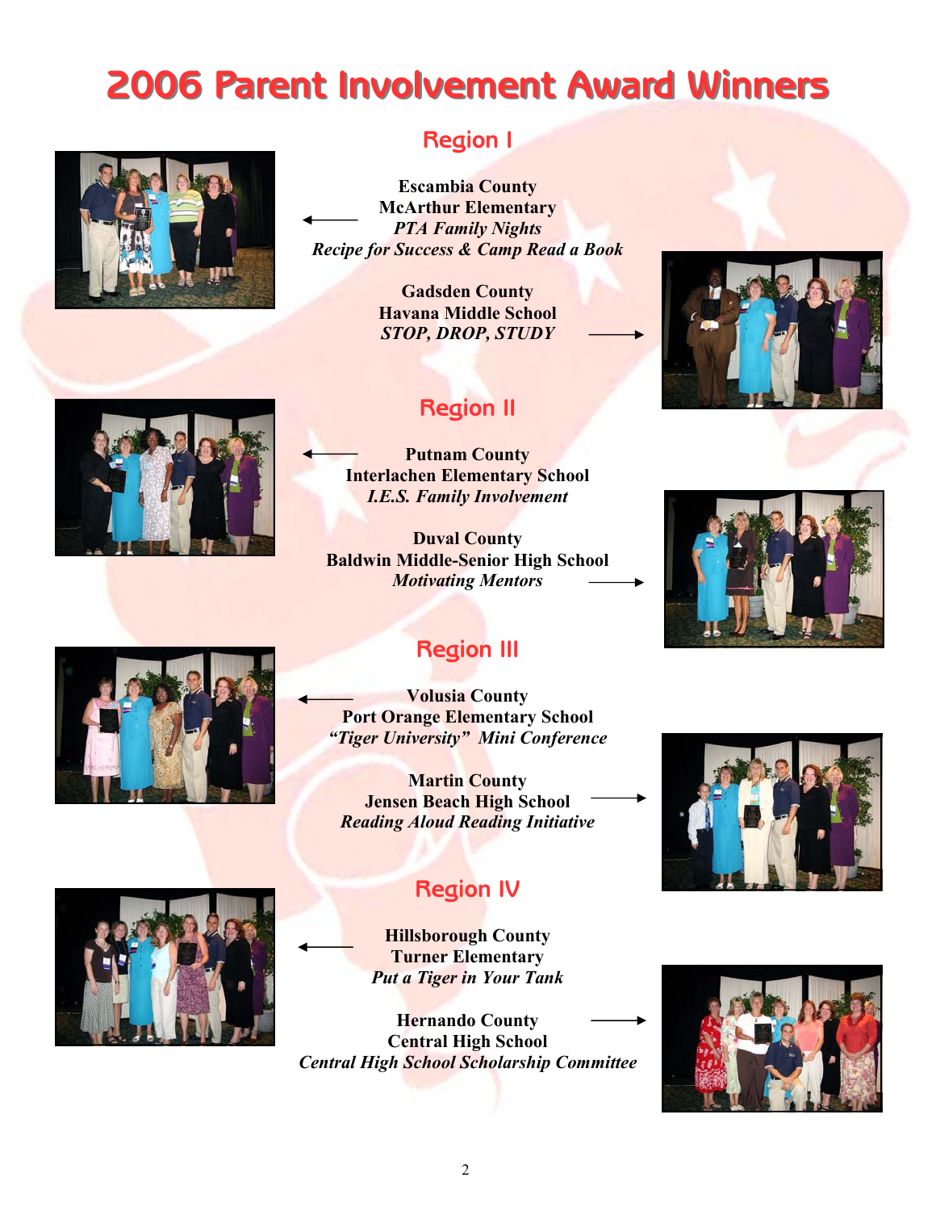# 2006 Parent Involvement Award Winners

## Region I

**Escambia County**
**McArthur Elementary**
***PTA Family Nights***
***Recipe for Success & Camp Read a Book***

**Gadsden County**
**Havana Middle School**
***STOP, DROP, STUDY***

## Region II

**Putnam County**
**Interlachen Elementary School**
***I.E.S. Family Involvement***

**Duval County**
**Baldwin Middle-Senior High School**
***Motivating Mentors***

## Region III

**Volusia County**
**Port Orange Elementary School**
***"Tiger University" Mini Conference***

**Martin County**
**Jensen Beach High School**
***Reading Aloud Reading Initiative***

## Region IV

**Hillsborough County**
**Turner Elementary**
***Put a Tiger in Your Tank***

**Hernando County**
**Central High School**
***Central High School Scholarship Committee***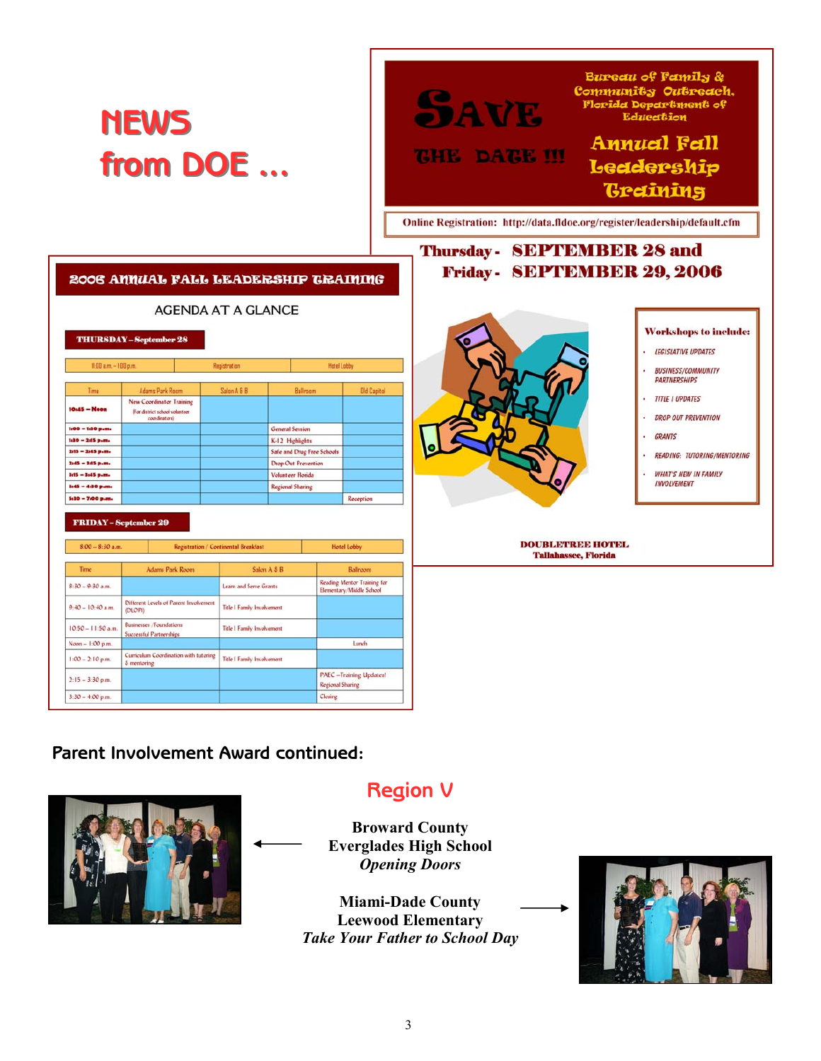# NEWS from DOE ...

**Bureau of Family & Community Outreach, Florida Department of Education**

**SAVE THE DATE !!!**

## Annual Fall Leadership Training

**Online Registration: http://data.fldoe.org/register/leadership/default.cfm**

**Thursday - SEPTEMBER 28 and**
**Friday - SEPTEMBER 29, 2006**

**Workshops to include:**

- LEGISLATIVE UPDATES
- BUSINESS/COMMUNITY PARTNERSHIPS
- TITLE I UPDATES
- DROP OUT PREVENTION
- GRANTS
- READING: TUTORING/MENTORING
- WHAT'S NEW IN FAMILY INVOLVEMENT

**DOUBLETREE HOTEL**
**Tallahassee, Florida**

## 2006 ANNUAL FALL LEADERSHIP TRAINING

### AGENDA AT A GLANCE

**THURSDAY – September 28**

| 11:00 a.m. – 1:00 p.m. | Registration | Hotel Lobby |
|---|---|---|

| Time | Adams Park Room | Salon A & B | Ballroom | Old Capitol |
|---|---|---|---|---|
| 10:45 – Noon | New Coordinator Training (For district school volunteer coordinators) | | | |
| 1:00 – 1:30 p.m. | | | General Session | |
| 1:30 – 2:15 p.m. | | | K-12 Highlights | |
| 2:15 – 2:45 p.m. | | | Safe and Drug Free Schools | |
| 2:45 – 3:15 p.m. | | | Drop-Out Prevention | |
| 3:15 – 3:45 p.m. | | | Volunteer Florida | |
| 3:45 – 4:30 p.m. | | | Regional Sharing | |
| 5:30 – 7:00 p.m. | | | | Reception |

**FRIDAY – September 29**

| 8:00 – 8:30 a.m. | Registration / Continental Breakfast | Hotel Lobby |
|---|---|---|

| Time | Adams Park Room | Salon A & B | Ballroom |
|---|---|---|---|
| 8:30 – 9:30 a.m. | | Learn and Serve Grants | Reading Mentor Training for Elementary/Middle School |
| 9:40 – 10:40 a.m. | Different Levels of Parent Involvement (DLOPI) | Title I Family Involvement | |
| 10:50 – 11:50 a.m. | Businesses /Foundations Successful Partnerships | Title I Family Involvement | |
| Noon – 1:00 p.m. | | | Lunch |
| 1:00 – 2:10 p.m. | Curriculum Coordination with tutoring & mentoring | Title I Family Involvement | |
| 2:15 – 3:30 p.m. | | | PAEC – Training Updates! Regional Sharing |
| 3:30 – 4:00 p.m. | | | Closing |

## Parent Involvement Award continued:

### Region V

**Broward County**
**Everglades High School**
***Opening Doors***

**Miami-Dade County**
**Leewood Elementary**
***Take Your Father to School Day***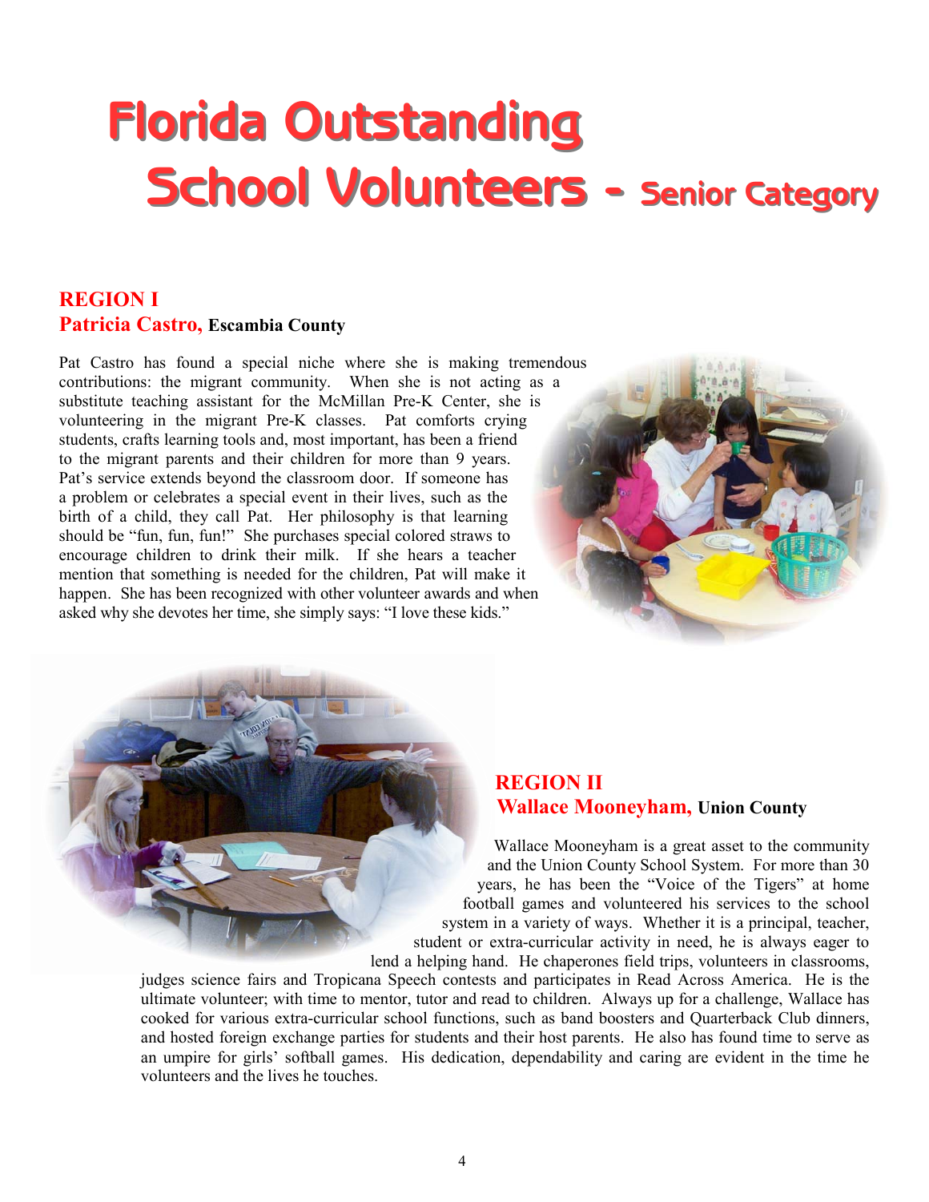# Florida Outstanding School Volunteers - Senior Category

## REGION I

### Patricia Castro, Escambia County

Pat Castro has found a special niche where she is making tremendous contributions: the migrant community. When she is not acting as a substitute teaching assistant for the McMillan Pre-K Center, she is volunteering in the migrant Pre-K classes. Pat comforts crying students, crafts learning tools and, most important, has been a friend to the migrant parents and their children for more than 9 years. Pat's service extends beyond the classroom door. If someone has a problem or celebrates a special event in their lives, such as the birth of a child, they call Pat. Her philosophy is that learning should be "fun, fun, fun!" She purchases special colored straws to encourage children to drink their milk. If she hears a teacher mention that something is needed for the children, Pat will make it happen. She has been recognized with other volunteer awards and when asked why she devotes her time, she simply says: "I love these kids."

## REGION II

### Wallace Mooneyham, Union County

Wallace Mooneyham is a great asset to the community and the Union County School System. For more than 30 years, he has been the "Voice of the Tigers" at home football games and volunteered his services to the school system in a variety of ways. Whether it is a principal, teacher, student or extra-curricular activity in need, he is always eager to lend a helping hand. He chaperones field trips, volunteers in classrooms, judges science fairs and Tropicana Speech contests and participates in Read Across America. He is the ultimate volunteer; with time to mentor, tutor and read to children. Always up for a challenge, Wallace has cooked for various extra-curricular school functions, such as band boosters and Quarterback Club dinners, and hosted foreign exchange parties for students and their host parents. He also has found time to serve as an umpire for girls' softball games. His dedication, dependability and caring are evident in the time he volunteers and the lives he touches.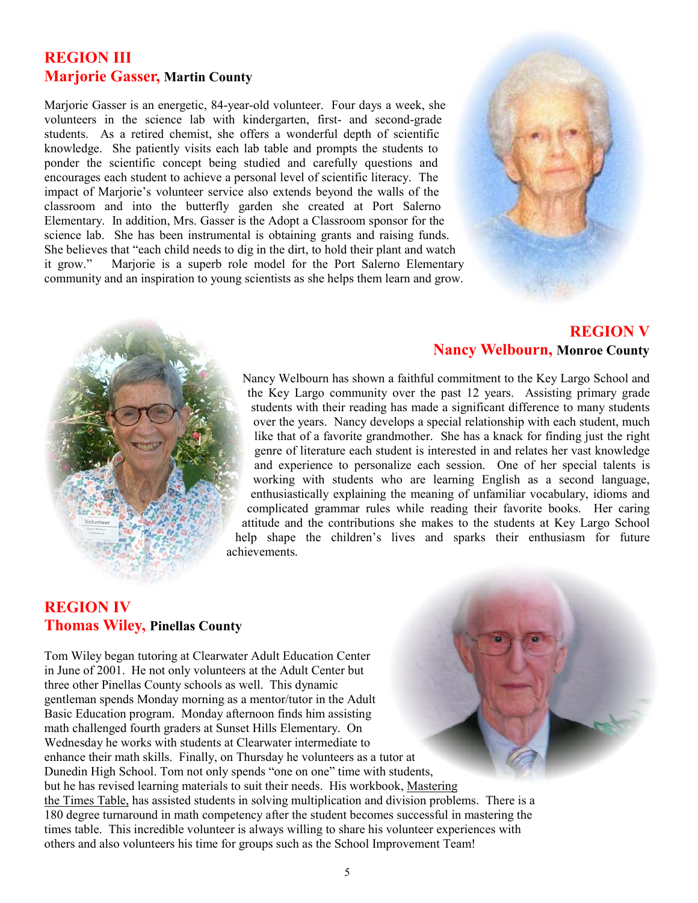## REGION III

### Marjorie Gasser, Martin County

Marjorie Gasser is an energetic, 84-year-old volunteer. Four days a week, she volunteers in the science lab with kindergarten, first- and second-grade students. As a retired chemist, she offers a wonderful depth of scientific knowledge. She patiently visits each lab table and prompts the students to ponder the scientific concept being studied and carefully questions and encourages each student to achieve a personal level of scientific literacy. The impact of Marjorie's volunteer service also extends beyond the walls of the classroom and into the butterfly garden she created at Port Salerno Elementary. In addition, Mrs. Gasser is the Adopt a Classroom sponsor for the science lab. She has been instrumental is obtaining grants and raising funds. She believes that "each child needs to dig in the dirt, to hold their plant and watch it grow." Marjorie is a superb role model for the Port Salerno Elementary community and an inspiration to young scientists as she helps them learn and grow.

## REGION V

### Nancy Welbourn, Monroe County

Nancy Welbourn has shown a faithful commitment to the Key Largo School and the Key Largo community over the past 12 years. Assisting primary grade students with their reading has made a significant difference to many students over the years. Nancy develops a special relationship with each student, much like that of a favorite grandmother. She has a knack for finding just the right genre of literature each student is interested in and relates her vast knowledge and experience to personalize each session. One of her special talents is working with students who are learning English as a second language, enthusiastically explaining the meaning of unfamiliar vocabulary, idioms and complicated grammar rules while reading their favorite books. Her caring attitude and the contributions she makes to the students at Key Largo School help shape the children's lives and sparks their enthusiasm for future achievements.

## REGION IV

### Thomas Wiley, Pinellas County

Tom Wiley began tutoring at Clearwater Adult Education Center in June of 2001. He not only volunteers at the Adult Center but three other Pinellas County schools as well. This dynamic gentleman spends Monday morning as a mentor/tutor in the Adult Basic Education program. Monday afternoon finds him assisting math challenged fourth graders at Sunset Hills Elementary. On Wednesday he works with students at Clearwater intermediate to enhance their math skills. Finally, on Thursday he volunteers as a tutor at Dunedin High School. Tom not only spends "one on one" time with students, but he has revised learning materials to suit their needs. His workbook, Mastering the Times Table, has assisted students in solving multiplication and division problems. There is a 180 degree turnaround in math competency after the student becomes successful in mastering the times table. This incredible volunteer is always willing to share his volunteer experiences with others and also volunteers his time for groups such as the School Improvement Team!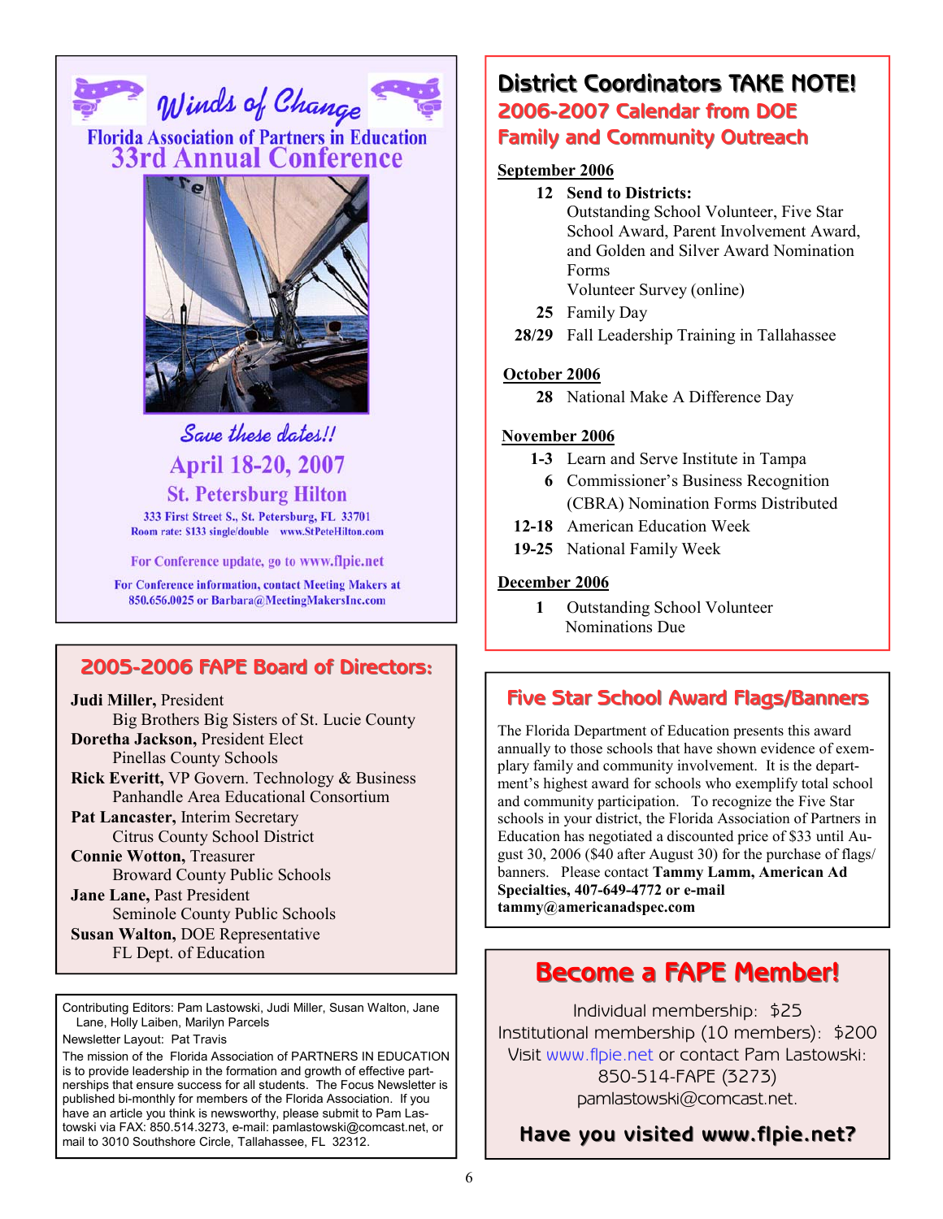## Winds of Change

**Florida Association of Partners in Education**
**33rd Annual Conference**

*Save these dates!!*

**April 18-20, 2007**

**St. Petersburg Hilton**

333 First Street S., St. Petersburg, FL 33701
Room rate: $133 single/double www.StPeteHilton.com

For Conference update, go to www.flpie.net

For Conference information, contact Meeting Makers at 850.656.0025 or Barbara@MeetingMakersInc.com

## 2005-2006 FAPE Board of Directors:

**Judi Miller,** President
Big Brothers Big Sisters of St. Lucie County
**Doretha Jackson,** President Elect
Pinellas County Schools
**Rick Everitt,** VP Govern. Technology & Business
Panhandle Area Educational Consortium
**Pat Lancaster,** Interim Secretary
Citrus County School District
**Connie Wotton,** Treasurer
Broward County Public Schools
**Jane Lane,** Past President
Seminole County Public Schools
**Susan Walton,** DOE Representative
FL Dept. of Education

Contributing Editors: Pam Lastowski, Judi Miller, Susan Walton, Jane Lane, Holly Laiben, Marilyn Parcels

Newsletter Layout: Pat Travis

The mission of the Florida Association of PARTNERS IN EDUCATION is to provide leadership in the formation and growth of effective partnerships that ensure success for all students. The Focus Newsletter is published bi-monthly for members of the Florida Association. If you have an article you think is newsworthy, please submit to Pam Lastowski via FAX: 850.514.3273, e-mail: pamlastowski@comcast.net, or mail to 3010 Southshore Circle, Tallahassee, FL 32312.

## District Coordinators TAKE NOTE!
### 2006-2007 Calendar from DOE Family and Community Outreach

**September 2006**

- **12** **Send to Districts:** Outstanding School Volunteer, Five Star School Award, Parent Involvement Award, and Golden and Silver Award Nomination Forms
  Volunteer Survey (online)
- **25** Family Day
- **28/29** Fall Leadership Training in Tallahassee

**October 2006**

- **28** National Make A Difference Day

**November 2006**

- **1-3** Learn and Serve Institute in Tampa
- **6** Commissioner's Business Recognition (CBRA) Nomination Forms Distributed
- **12-18** American Education Week
- **19-25** National Family Week

**December 2006**

- **1** Outstanding School Volunteer Nominations Due

## Five Star School Award Flags/Banners

The Florida Department of Education presents this award annually to those schools that have shown evidence of exemplary family and community involvement. It is the department's highest award for schools who exemplify total school and community participation. To recognize the Five Star schools in your district, the Florida Association of Partners in Education has negotiated a discounted price of $33 until August 30, 2006 ($40 after August 30) for the purchase of flags/banners. Please contact **Tammy Lamm, American Ad Specialties, 407-649-4772 or e-mail tammy@americanadspec.com**

## Become a FAPE Member!

Individual membership: $25
Institutional membership (10 members): $200
Visit www.flpie.net or contact Pam Lastowski:
850-514-FAPE (3273)
pamlastowski@comcast.net.

**Have you visited www.flpie.net?**